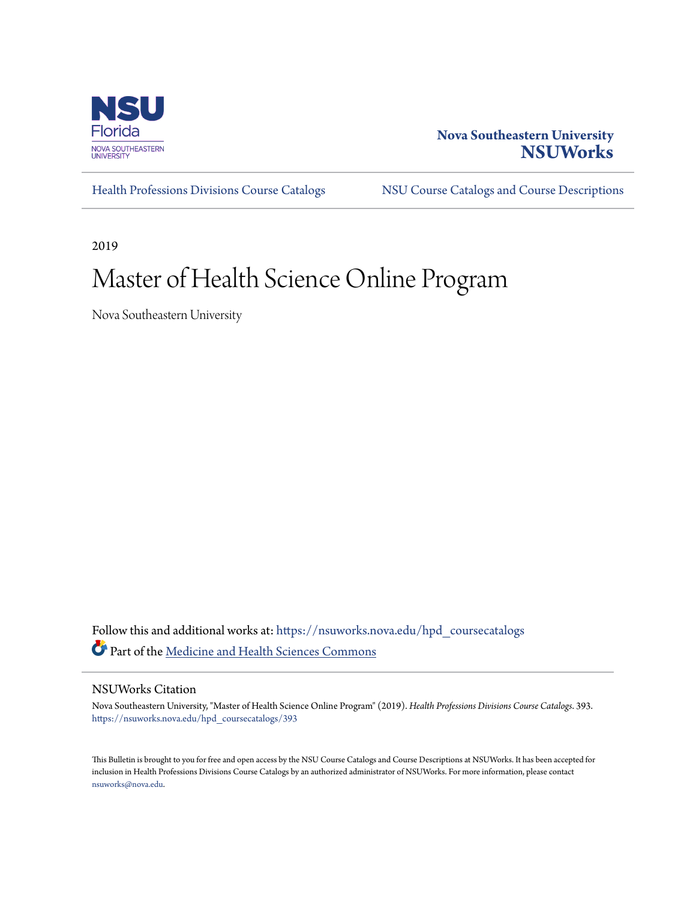Nova Southeastern University
**NSUWorks**

Health Professions Divisions Course Catalogs | NSU Course Catalogs and Course Descriptions

2019

# Master of Health Science Online Program

Nova Southeastern University

Follow this and additional works at: https://nsuworks.nova.edu/hpd_coursecatalogs

Part of the Medicine and Health Sciences Commons

## NSUWorks Citation

Nova Southeastern University, "Master of Health Science Online Program" (2019). *Health Professions Divisions Course Catalogs*. 393.
https://nsuworks.nova.edu/hpd_coursecatalogs/393

This Bulletin is brought to you for free and open access by the NSU Course Catalogs and Course Descriptions at NSUWorks. It has been accepted for inclusion in Health Professions Divisions Course Catalogs by an authorized administrator of NSUWorks. For more information, please contact nsuworks@nova.edu.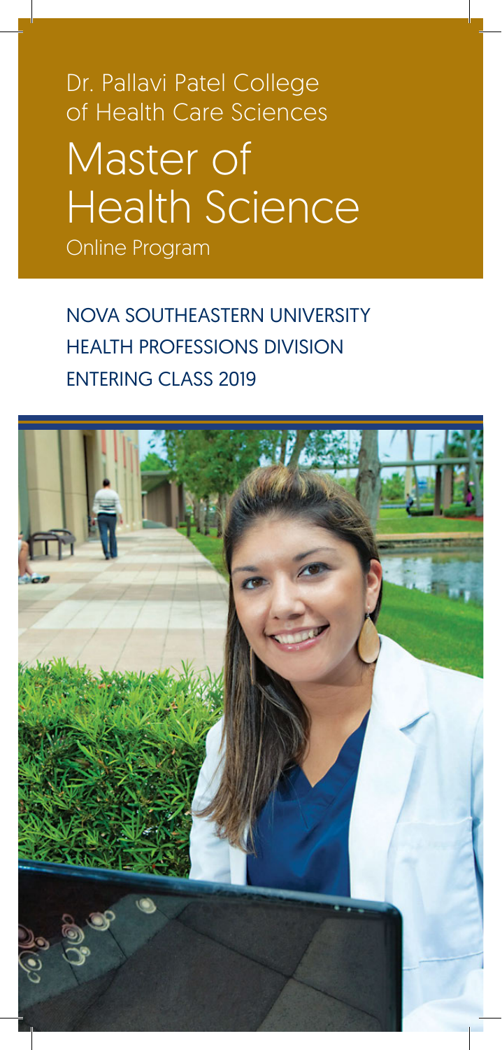Dr. Pallavi Patel College of Health Care Sciences

# Master of Health Science

Online Program

NOVA SOUTHEASTERN UNIVERSITY
HEALTH PROFESSIONS DIVISION
ENTERING CLASS 2019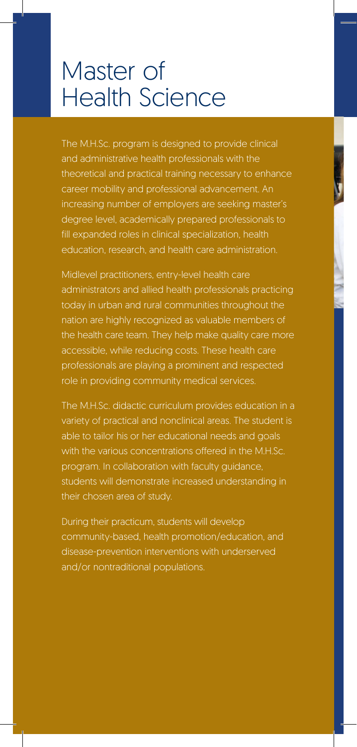# Master of Health Science

The M.H.Sc. program is designed to provide clinical and administrative health professionals with the theoretical and practical training necessary to enhance career mobility and professional advancement. An increasing number of employers are seeking master's degree level, academically prepared professionals to fill expanded roles in clinical specialization, health education, research, and health care administration.

Midlevel practitioners, entry-level health care administrators and allied health professionals practicing today in urban and rural communities throughout the nation are highly recognized as valuable members of the health care team. They help make quality care more accessible, while reducing costs. These health care professionals are playing a prominent and respected role in providing community medical services.

The M.H.Sc. didactic curriculum provides education in a variety of practical and nonclinical areas. The student is able to tailor his or her educational needs and goals with the various concentrations offered in the M.H.Sc. program. In collaboration with faculty guidance, students will demonstrate increased understanding in their chosen area of study.

During their practicum, students will develop community-based, health promotion/education, and disease-prevention interventions with underserved and/or nontraditional populations.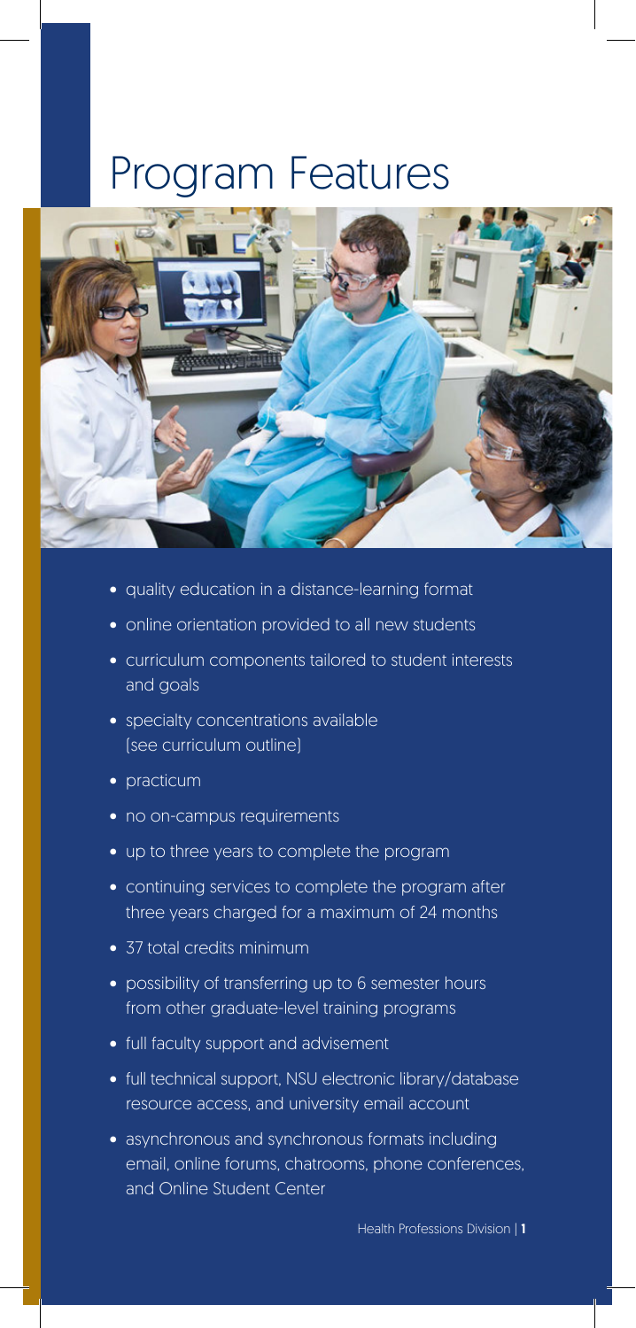# Program Features

- quality education in a distance-learning format
- online orientation provided to all new students
- curriculum components tailored to student interests and goals
- specialty concentrations available (see curriculum outline)
- practicum
- no on-campus requirements
- up to three years to complete the program
- continuing services to complete the program after three years charged for a maximum of 24 months
- 37 total credits minimum
- possibility of transferring up to 6 semester hours from other graduate-level training programs
- full faculty support and advisement
- full technical support, NSU electronic library/database resource access, and university email account
- asynchronous and synchronous formats including email, online forums, chatrooms, phone conferences, and Online Student Center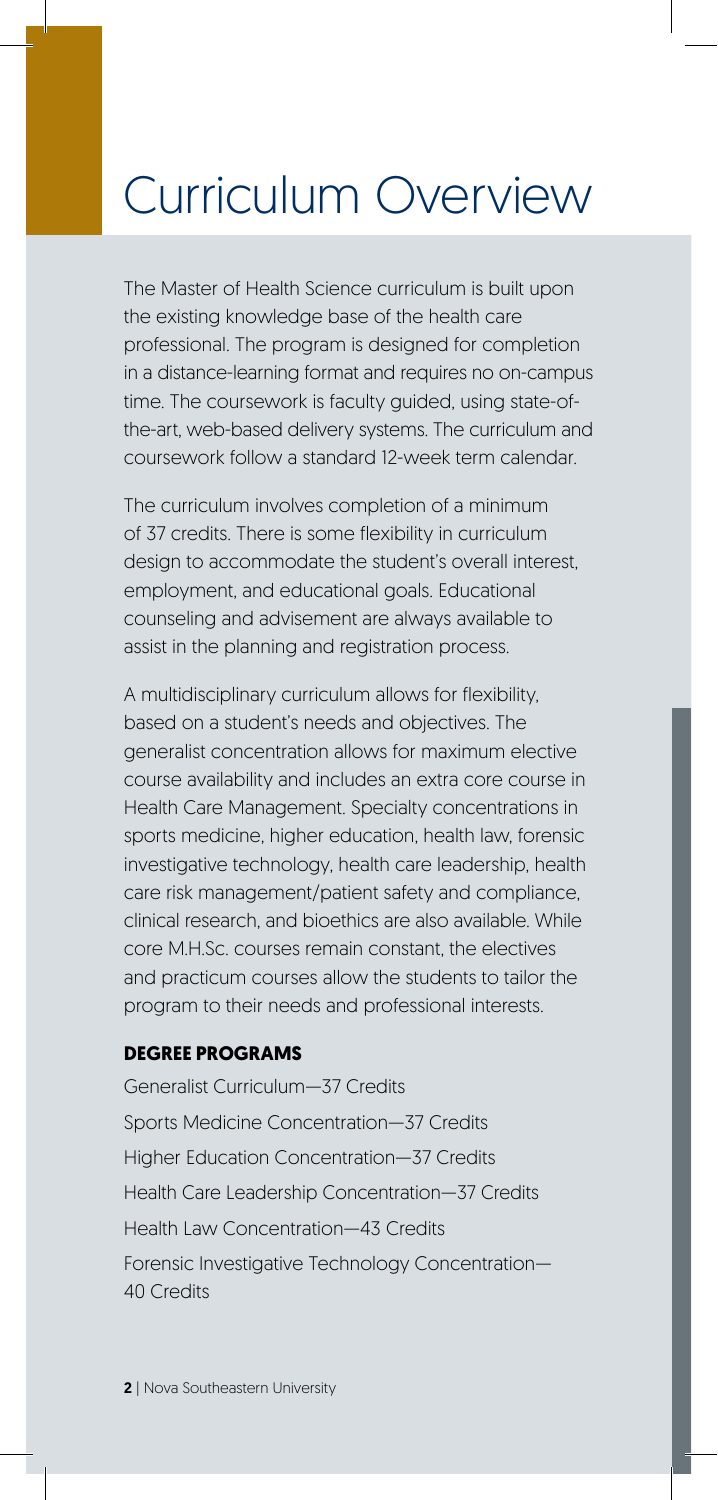# Curriculum Overview

The Master of Health Science curriculum is built upon the existing knowledge base of the health care professional. The program is designed for completion in a distance-learning format and requires no on-campus time. The coursework is faculty guided, using state-of-the-art, web-based delivery systems. The curriculum and coursework follow a standard 12-week term calendar.

The curriculum involves completion of a minimum of 37 credits. There is some flexibility in curriculum design to accommodate the student's overall interest, employment, and educational goals. Educational counseling and advisement are always available to assist in the planning and registration process.

A multidisciplinary curriculum allows for flexibility, based on a student's needs and objectives. The generalist concentration allows for maximum elective course availability and includes an extra core course in Health Care Management. Specialty concentrations in sports medicine, higher education, health law, forensic investigative technology, health care leadership, health care risk management/patient safety and compliance, clinical research, and bioethics are also available. While core M.H.Sc. courses remain constant, the electives and practicum courses allow the students to tailor the program to their needs and professional interests.

**DEGREE PROGRAMS**

Generalist Curriculum—37 Credits

Sports Medicine Concentration—37 Credits

Higher Education Concentration—37 Credits

Health Care Leadership Concentration—37 Credits

Health Law Concentration—43 Credits

Forensic Investigative Technology Concentration—40 Credits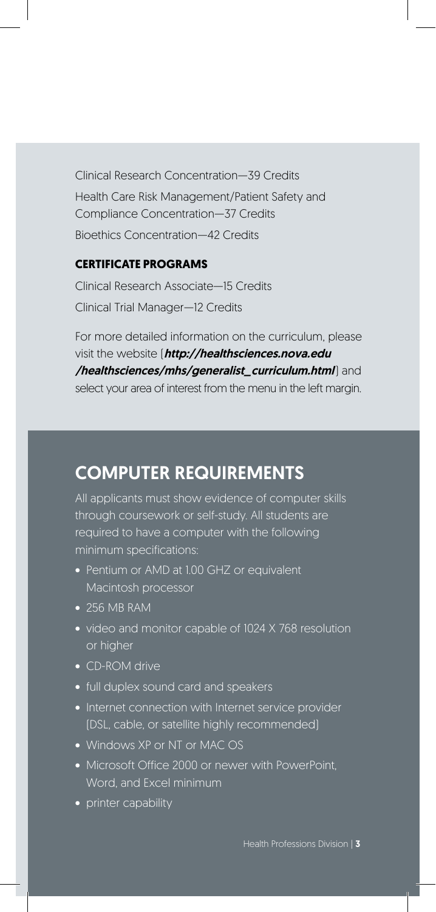Clinical Research Concentration—39 Credits

Health Care Risk Management/Patient Safety and Compliance Concentration—37 Credits

Bioethics Concentration—42 Credits

### CERTIFICATE PROGRAMS

Clinical Research Associate—15 Credits

Clinical Trial Manager—12 Credits

For more detailed information on the curriculum, please visit the website (***http://healthsciences.nova.edu/healthsciences/mhs/generalist_curriculum.html***) and select your area of interest from the menu in the left margin.

## COMPUTER REQUIREMENTS

All applicants must show evidence of computer skills through coursework or self-study. All students are required to have a computer with the following minimum specifications:

- Pentium or AMD at 1.00 GHZ or equivalent Macintosh processor
- 256 MB RAM
- video and monitor capable of 1024 X 768 resolution or higher
- CD-ROM drive
- full duplex sound card and speakers
- Internet connection with Internet service provider (DSL, cable, or satellite highly recommended)
- Windows XP or NT or MAC OS
- Microsoft Office 2000 or newer with PowerPoint, Word, and Excel minimum
- printer capability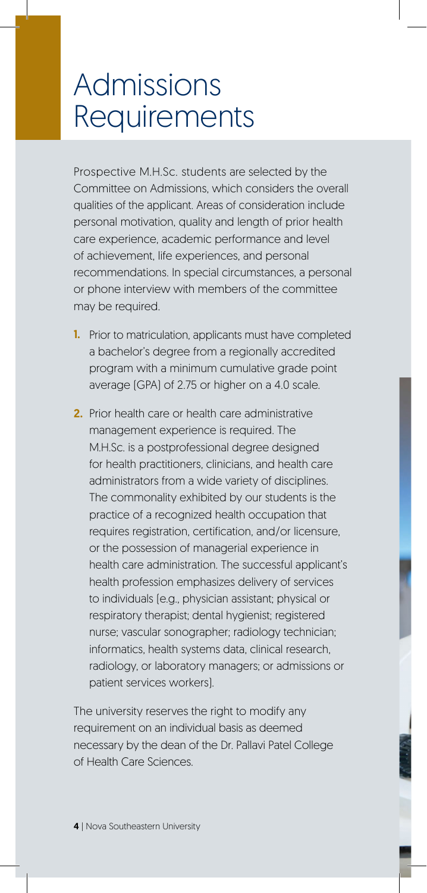# Admissions Requirements

Prospective M.H.Sc. students are selected by the Committee on Admissions, which considers the overall qualities of the applicant. Areas of consideration include personal motivation, quality and length of prior health care experience, academic performance and level of achievement, life experiences, and personal recommendations. In special circumstances, a personal or phone interview with members of the committee may be required.

1. Prior to matriculation, applicants must have completed a bachelor's degree from a regionally accredited program with a minimum cumulative grade point average (GPA) of 2.75 or higher on a 4.0 scale.

2. Prior health care or health care administrative management experience is required. The M.H.Sc. is a postprofessional degree designed for health practitioners, clinicians, and health care administrators from a wide variety of disciplines. The commonality exhibited by our students is the practice of a recognized health occupation that requires registration, certification, and/or licensure, or the possession of managerial experience in health care administration. The successful applicant's health profession emphasizes delivery of services to individuals (e.g., physician assistant; physical or respiratory therapist; dental hygienist; registered nurse; vascular sonographer; radiology technician; informatics, health systems data, clinical research, radiology, or laboratory managers; or admissions or patient services workers).

The university reserves the right to modify any requirement on an individual basis as deemed necessary by the dean of the Dr. Pallavi Patel College of Health Care Sciences.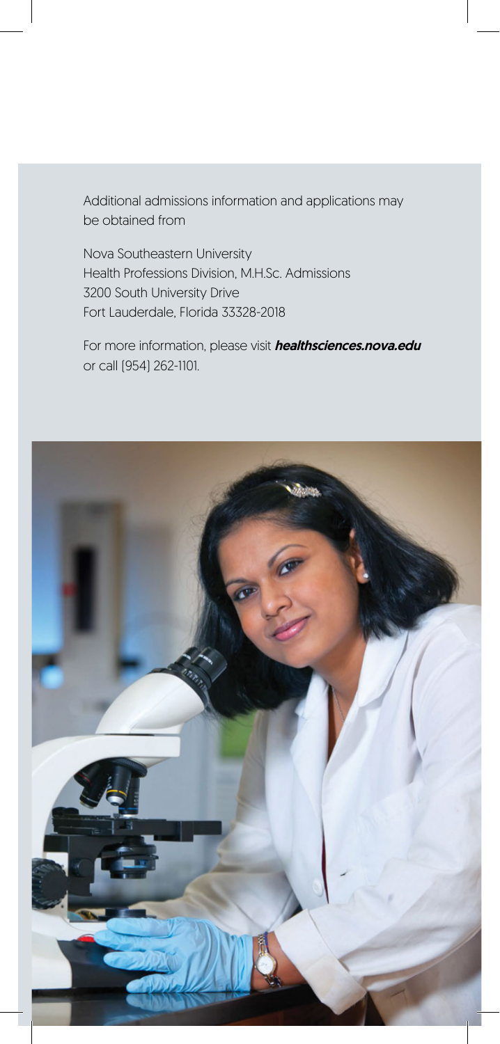Additional admissions information and applications may be obtained from

Nova Southeastern University
Health Professions Division, M.H.Sc. Admissions
3200 South University Drive
Fort Lauderdale, Florida 33328-2018

For more information, please visit ***healthsciences.nova.edu*** or call (954) 262-1101.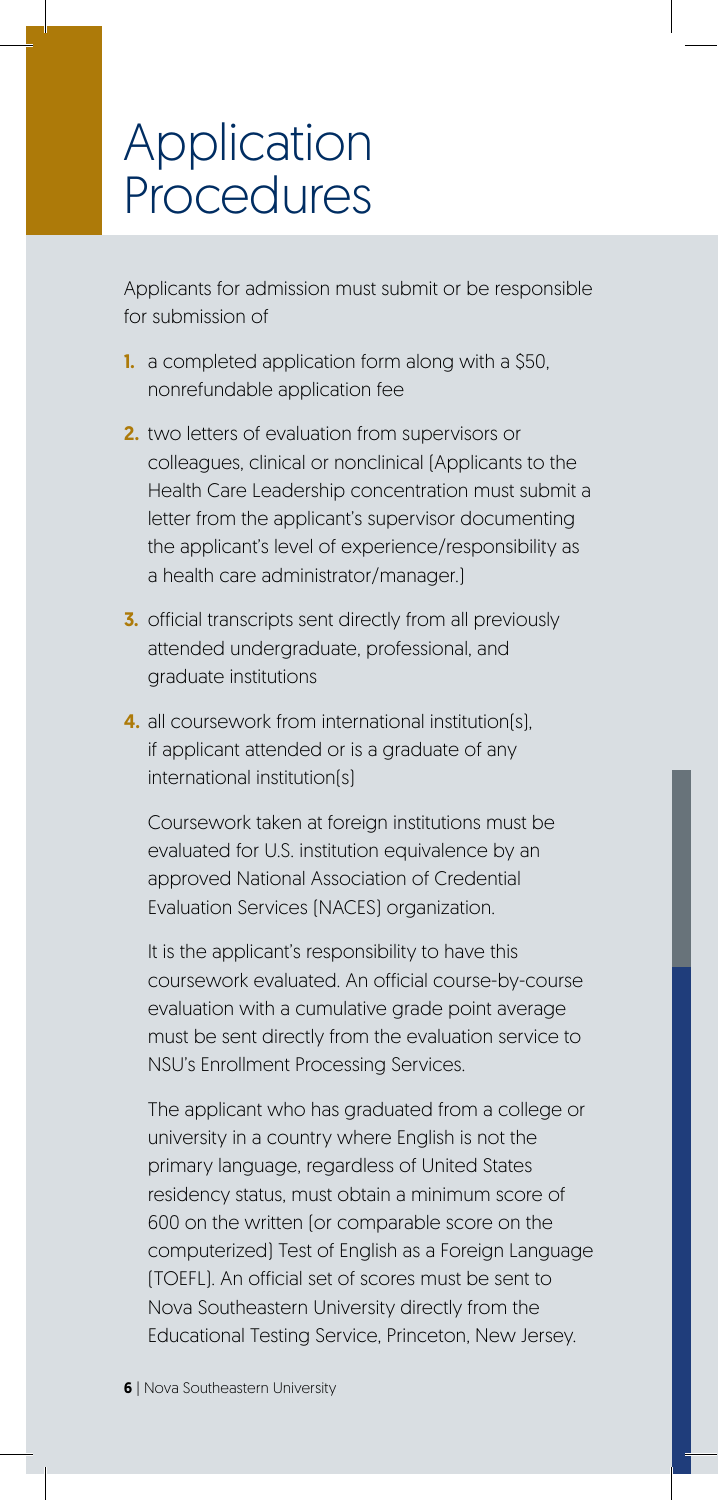# Application Procedures

Applicants for admission must submit or be responsible for submission of

1. a completed application form along with a $50, nonrefundable application fee
2. two letters of evaluation from supervisors or colleagues, clinical or nonclinical (Applicants to the Health Care Leadership concentration must submit a letter from the applicant's supervisor documenting the applicant's level of experience/responsibility as a health care administrator/manager.)
3. official transcripts sent directly from all previously attended undergraduate, professional, and graduate institutions
4. all coursework from international institution(s), if applicant attended or is a graduate of any international institution(s)

   Coursework taken at foreign institutions must be evaluated for U.S. institution equivalence by an approved National Association of Credential Evaluation Services (NACES) organization.

   It is the applicant's responsibility to have this coursework evaluated. An official course-by-course evaluation with a cumulative grade point average must be sent directly from the evaluation service to NSU's Enrollment Processing Services.

   The applicant who has graduated from a college or university in a country where English is not the primary language, regardless of United States residency status, must obtain a minimum score of 600 on the written (or comparable score on the computerized) Test of English as a Foreign Language (TOEFL). An official set of scores must be sent to Nova Southeastern University directly from the Educational Testing Service, Princeton, New Jersey.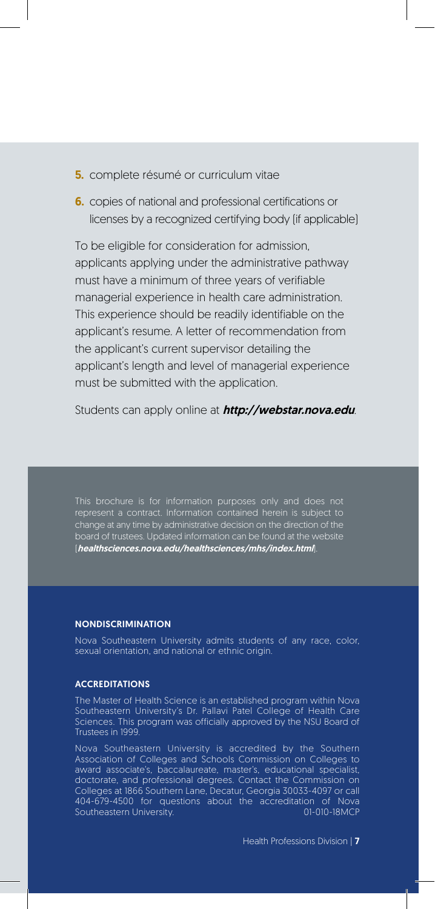5. complete résumé or curriculum vitae

6. copies of national and professional certifications or licenses by a recognized certifying body (if applicable)

To be eligible for consideration for admission, applicants applying under the administrative pathway must have a minimum of three years of verifiable managerial experience in health care administration. This experience should be readily identifiable on the applicant's resume. A letter of recommendation from the applicant's current supervisor detailing the applicant's length and level of managerial experience must be submitted with the application.

Students can apply online at ***http://webstar.nova.edu***.

This brochure is for information purposes only and does not represent a contract. Information contained herein is subject to change at any time by administrative decision on the direction of the board of trustees. Updated information can be found at the website (***healthsciences.nova.edu/healthsciences/mhs/index.html***).

#### NONDISCRIMINATION

Nova Southeastern University admits students of any race, color, sexual orientation, and national or ethnic origin.

#### ACCREDITATIONS

The Master of Health Science is an established program within Nova Southeastern University's Dr. Pallavi Patel College of Health Care Sciences. This program was officially approved by the NSU Board of Trustees in 1999.

Nova Southeastern University is accredited by the Southern Association of Colleges and Schools Commission on Colleges to award associate's, baccalaureate, master's, educational specialist, doctorate, and professional degrees. Contact the Commission on Colleges at 1866 Southern Lane, Decatur, Georgia 30033-4097 or call 404-679-4500 for questions about the accreditation of Nova Southeastern University. 01-010-18MCP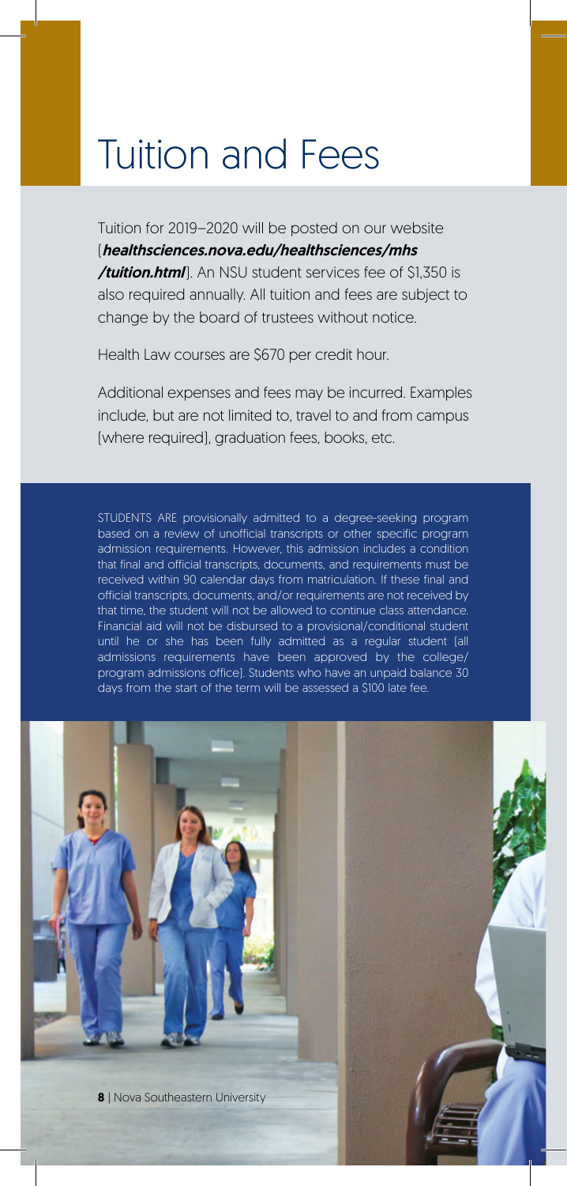# Tuition and Fees

Tuition for 2019–2020 will be posted on our website (***healthsciences.nova.edu/healthsciences/mhs/tuition.html***). An NSU student services fee of $1,350 is also required annually. All tuition and fees are subject to change by the board of trustees without notice.

Health Law courses are $670 per credit hour.

Additional expenses and fees may be incurred. Examples include, but are not limited to, travel to and from campus (where required), graduation fees, books, etc.

STUDENTS ARE provisionally admitted to a degree-seeking program based on a review of unofficial transcripts or other specific program admission requirements. However, this admission includes a condition that final and official transcripts, documents, and requirements must be received within 90 calendar days from matriculation. If these final and official transcripts, documents, and/or requirements are not received by that time, the student will not be allowed to continue class attendance. Financial aid will not be disbursed to a provisional/conditional student until he or she has been fully admitted as a regular student (all admissions requirements have been approved by the college/program admissions office). Students who have an unpaid balance 30 days from the start of the term will be assessed a $100 late fee.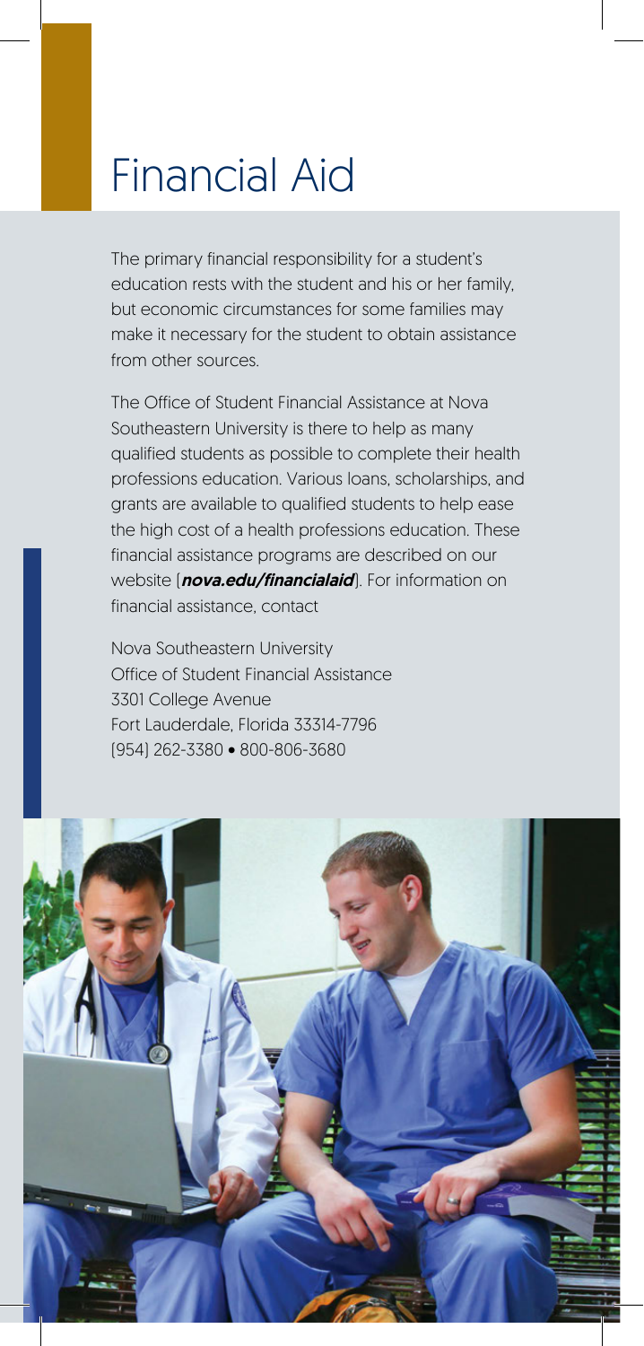# Financial Aid

The primary financial responsibility for a student's education rests with the student and his or her family, but economic circumstances for some families may make it necessary for the student to obtain assistance from other sources.

The Office of Student Financial Assistance at Nova Southeastern University is there to help as many qualified students as possible to complete their health professions education. Various loans, scholarships, and grants are available to qualified students to help ease the high cost of a health professions education. These financial assistance programs are described on our website (***nova.edu/financialaid***). For information on financial assistance, contact

Nova Southeastern University
Office of Student Financial Assistance
3301 College Avenue
Fort Lauderdale, Florida 33314-7796
(954) 262-3380 • 800-806-3680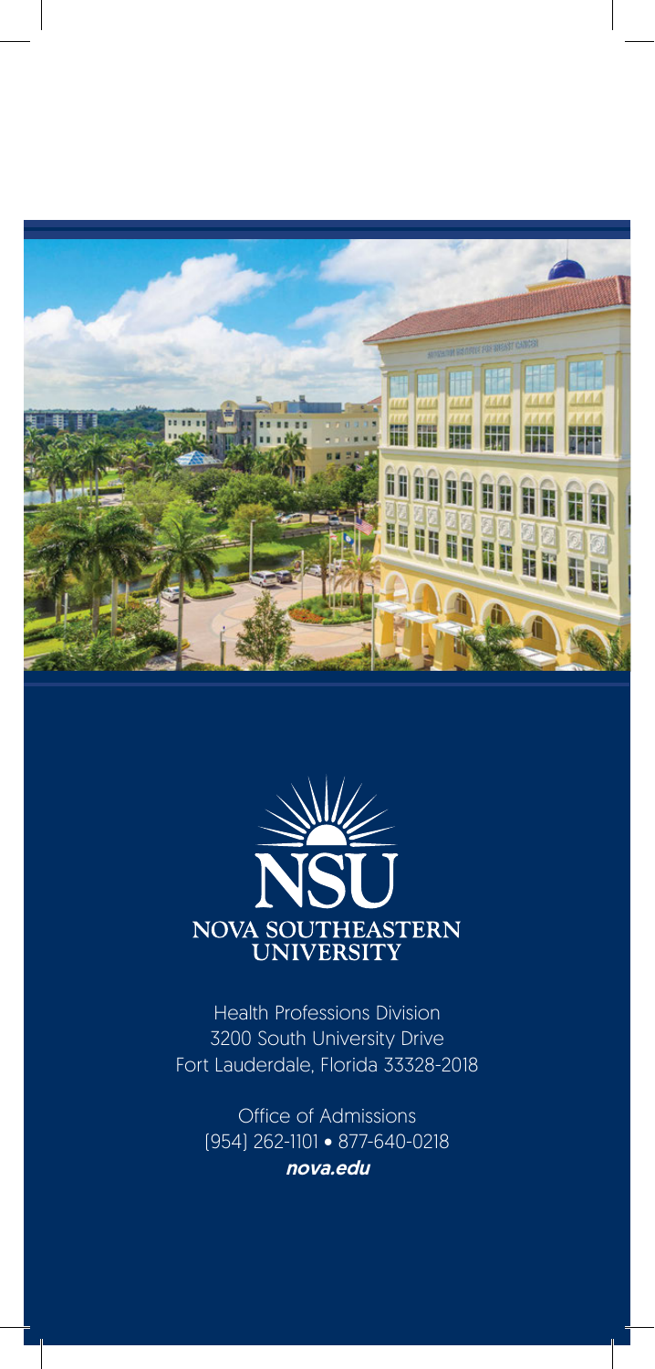NSU

NOVA SOUTHEASTERN UNIVERSITY

Health Professions Division
3200 South University Drive
Fort Lauderdale, Florida 33328-2018

Office of Admissions
(954) 262-1101 • 877-640-0218
***nova.edu***